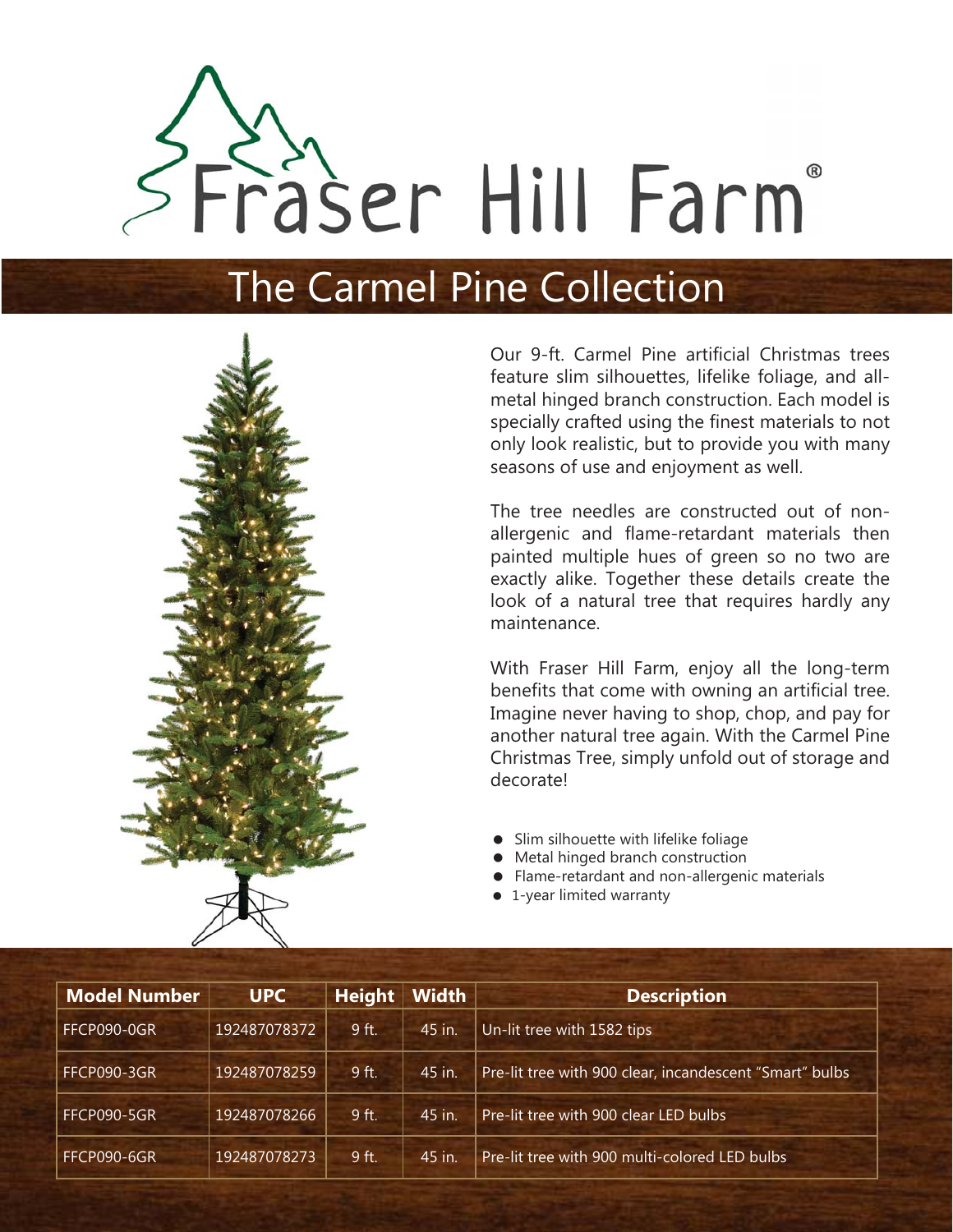# Fraser Hill Farm®

## The Carmel Pine Collection

Our 9-ft. Carmel Pine artificial Christmas trees feature slim silhouettes, lifelike foliage, and all-metal hinged branch construction. Each model is specially crafted using the finest materials to not only look realistic, but to provide you with many seasons of use and enjoyment as well.

The tree needles are constructed out of non-allergenic and flame-retardant materials then painted multiple hues of green so no two are exactly alike. Together these details create the look of a natural tree that requires hardly any maintenance.

With Fraser Hill Farm, enjoy all the long-term benefits that come with owning an artificial tree. Imagine never having to shop, chop, and pay for another natural tree again. With the Carmel Pine Christmas Tree, simply unfold out of storage and decorate!

- Slim silhouette with lifelike foliage
- Metal hinged branch construction
- Flame-retardant and non-allergenic materials
- 1-year limited warranty

| Model Number | UPC | Height | Width | Description |
|---|---|---|---|---|
| FFCP090-0GR | 192487078372 | 9 ft. | 45 in. | Un-lit tree with 1582 tips |
| FFCP090-3GR | 192487078259 | 9 ft. | 45 in. | Pre-lit tree with 900 clear, incandescent "Smart" bulbs |
| FFCP090-5GR | 192487078266 | 9 ft. | 45 in. | Pre-lit tree with 900 clear LED bulbs |
| FFCP090-6GR | 192487078273 | 9 ft. | 45 in. | Pre-lit tree with 900 multi-colored LED bulbs |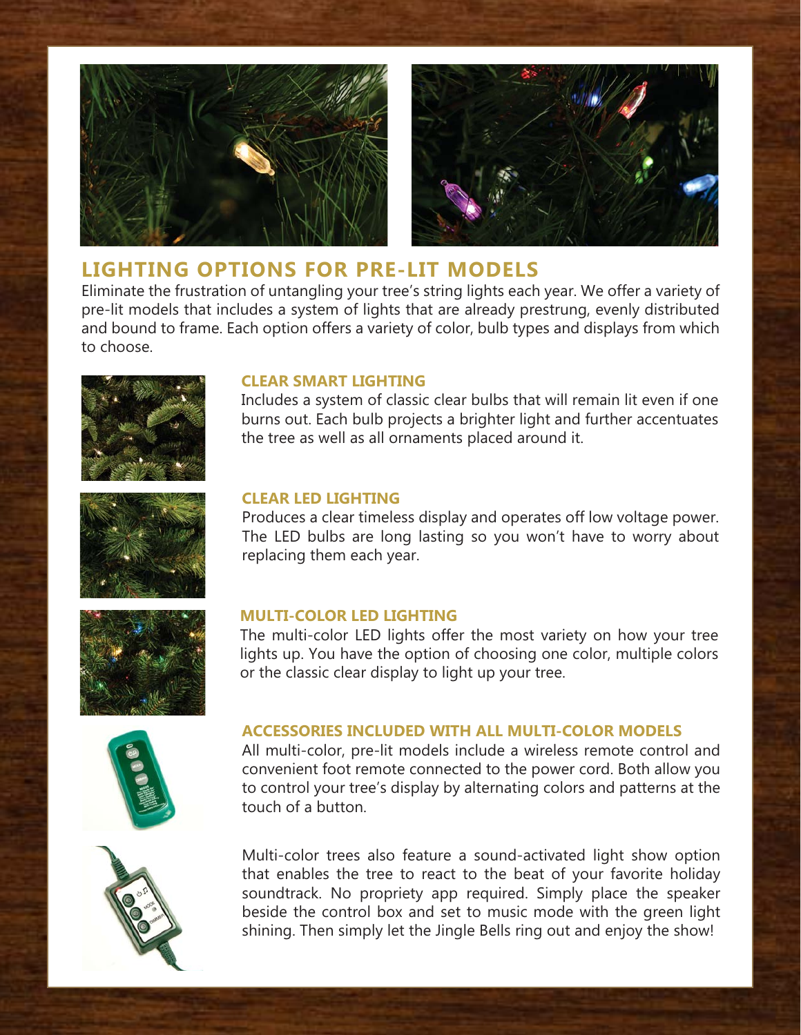## LIGHTING OPTIONS FOR PRE-LIT MODELS

Eliminate the frustration of untangling your tree's string lights each year. We offer a variety of pre-lit models that includes a system of lights that are already prestrung, evenly distributed and bound to frame. Each option offers a variety of color, bulb types and displays from which to choose.

### CLEAR SMART LIGHTING

Includes a system of classic clear bulbs that will remain lit even if one burns out. Each bulb projects a brighter light and further accentuates the tree as well as all ornaments placed around it.

### CLEAR LED LIGHTING

Produces a clear timeless display and operates off low voltage power. The LED bulbs are long lasting so you won't have to worry about replacing them each year.

### MULTI-COLOR LED LIGHTING

The multi-color LED lights offer the most variety on how your tree lights up. You have the option of choosing one color, multiple colors or the classic clear display to light up your tree.

### ACCESSORIES INCLUDED WITH ALL MULTI-COLOR MODELS

All multi-color, pre-lit models include a wireless remote control and convenient foot remote connected to the power cord. Both allow you to control your tree's display by alternating colors and patterns at the touch of a button.

Multi-color trees also feature a sound-activated light show option that enables the tree to react to the beat of your favorite holiday soundtrack. No propriety app required. Simply place the speaker beside the control box and set to music mode with the green light shining. Then simply let the Jingle Bells ring out and enjoy the show!